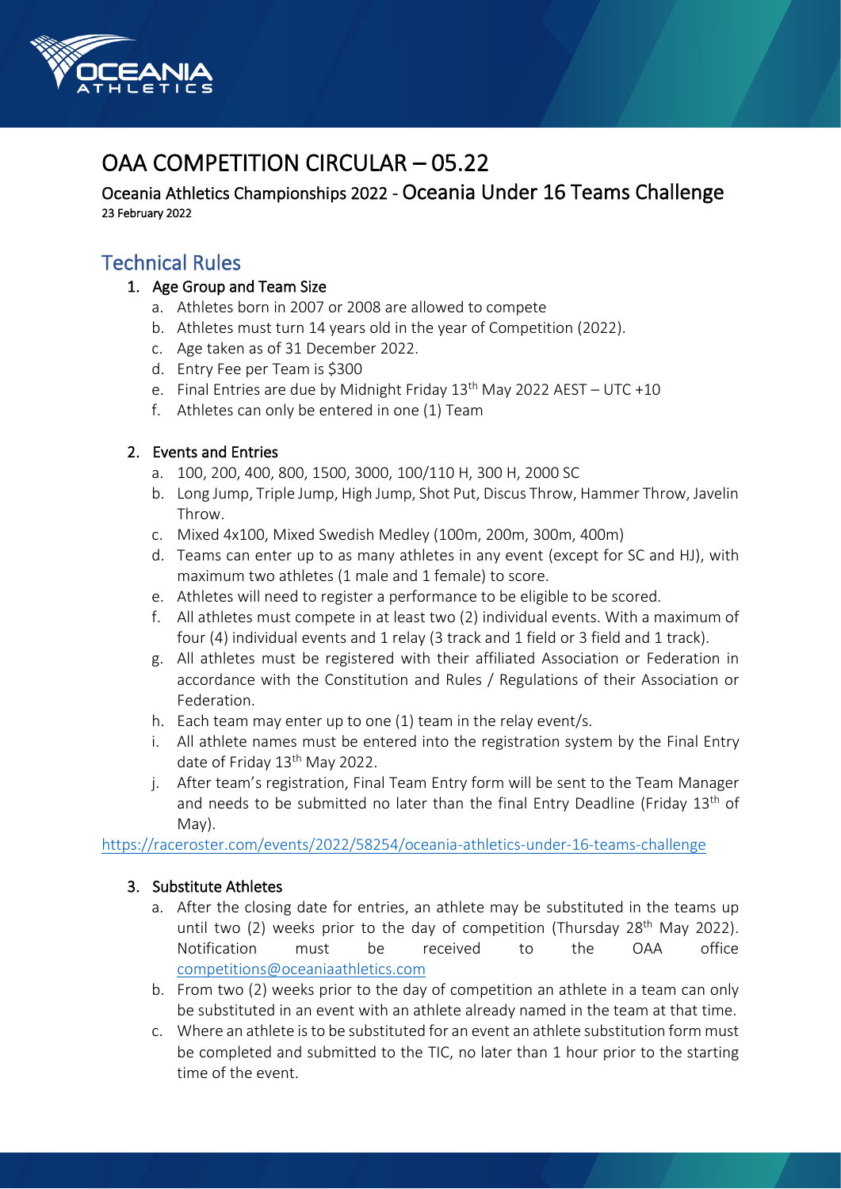# OAA COMPETITION CIRCULAR – 05.22

## Oceania Athletics Championships 2022 - Oceania Under 16 Teams Challenge

23 February 2022

## Technical Rules

### 1. Age Group and Team Size

a. Athletes born in 2007 or 2008 are allowed to compete
b. Athletes must turn 14 years old in the year of Competition (2022).
c. Age taken as of 31 December 2022.
d. Entry Fee per Team is $300
e. Final Entries are due by Midnight Friday 13th May 2022 AEST – UTC +10
f. Athletes can only be entered in one (1) Team

### 2. Events and Entries

a. 100, 200, 400, 800, 1500, 3000, 100/110 H, 300 H, 2000 SC
b. Long Jump, Triple Jump, High Jump, Shot Put, Discus Throw, Hammer Throw, Javelin Throw.
c. Mixed 4x100, Mixed Swedish Medley (100m, 200m, 300m, 400m)
d. Teams can enter up to as many athletes in any event (except for SC and HJ), with maximum two athletes (1 male and 1 female) to score.
e. Athletes will need to register a performance to be eligible to be scored.
f. All athletes must compete in at least two (2) individual events. With a maximum of four (4) individual events and 1 relay (3 track and 1 field or 3 field and 1 track).
g. All athletes must be registered with their affiliated Association or Federation in accordance with the Constitution and Rules / Regulations of their Association or Federation.
h. Each team may enter up to one (1) team in the relay event/s.
i. All athlete names must be entered into the registration system by the Final Entry date of Friday 13th May 2022.
j. After team's registration, Final Team Entry form will be sent to the Team Manager and needs to be submitted no later than the final Entry Deadline (Friday 13th of May).

https://raceroster.com/events/2022/58254/oceania-athletics-under-16-teams-challenge

### 3. Substitute Athletes

a. After the closing date for entries, an athlete may be substituted in the teams up until two (2) weeks prior to the day of competition (Thursday 28th May 2022). Notification must be received to the OAA office competitions@oceaniaathletics.com
b. From two (2) weeks prior to the day of competition an athlete in a team can only be substituted in an event with an athlete already named in the team at that time.
c. Where an athlete is to be substituted for an event an athlete substitution form must be completed and submitted to the TIC, no later than 1 hour prior to the starting time of the event.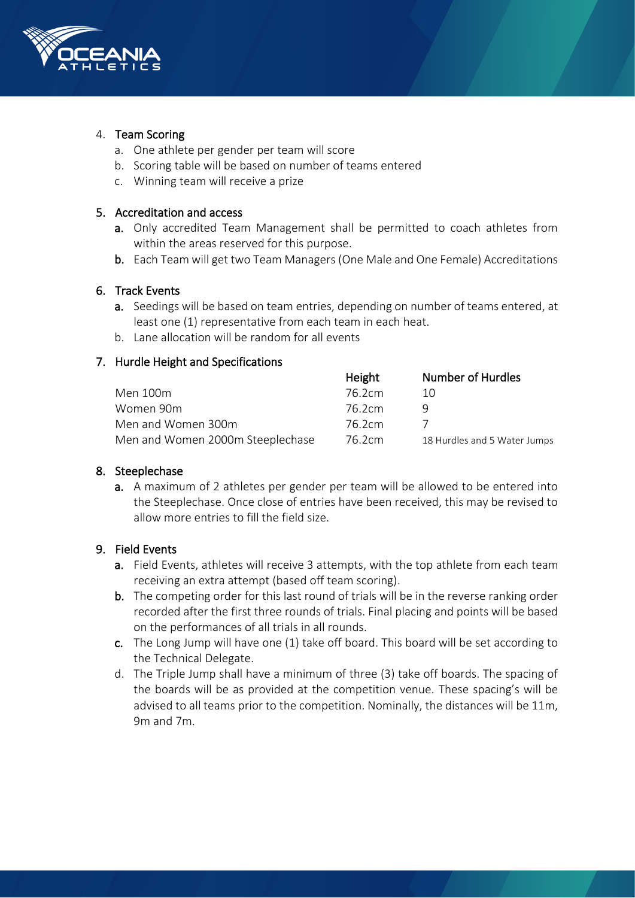4. Team Scoring
    a. One athlete per gender per team will score
    b. Scoring table will be based on number of teams entered
    c. Winning team will receive a prize

5. Accreditation and access
    a. Only accredited Team Management shall be permitted to coach athletes from within the areas reserved for this purpose.
    b. Each Team will get two Team Managers (One Male and One Female) Accreditations

6. Track Events
    a. Seedings will be based on team entries, depending on number of teams entered, at least one (1) representative from each team in each heat.
    b. Lane allocation will be random for all events

7. Hurdle Height and Specifications

| | Height | Number of Hurdles |
|---|---|---|
| Men 100m | 76.2cm | 10 |
| Women 90m | 76.2cm | 9 |
| Men and Women 300m | 76.2cm | 7 |
| Men and Women 2000m Steeplechase | 76.2cm | 18 Hurdles and 5 Water Jumps |

8. Steeplechase
    a. A maximum of 2 athletes per gender per team will be allowed to be entered into the Steeplechase. Once close of entries have been received, this may be revised to allow more entries to fill the field size.

9. Field Events
    a. Field Events, athletes will receive 3 attempts, with the top athlete from each team receiving an extra attempt (based off team scoring).
    b. The competing order for this last round of trials will be in the reverse ranking order recorded after the first three rounds of trials. Final placing and points will be based on the performances of all trials in all rounds.
    c. The Long Jump will have one (1) take off board. This board will be set according to the Technical Delegate.
    d. The Triple Jump shall have a minimum of three (3) take off boards. The spacing of the boards will be as provided at the competition venue. These spacing's will be advised to all teams prior to the competition. Nominally, the distances will be 11m, 9m and 7m.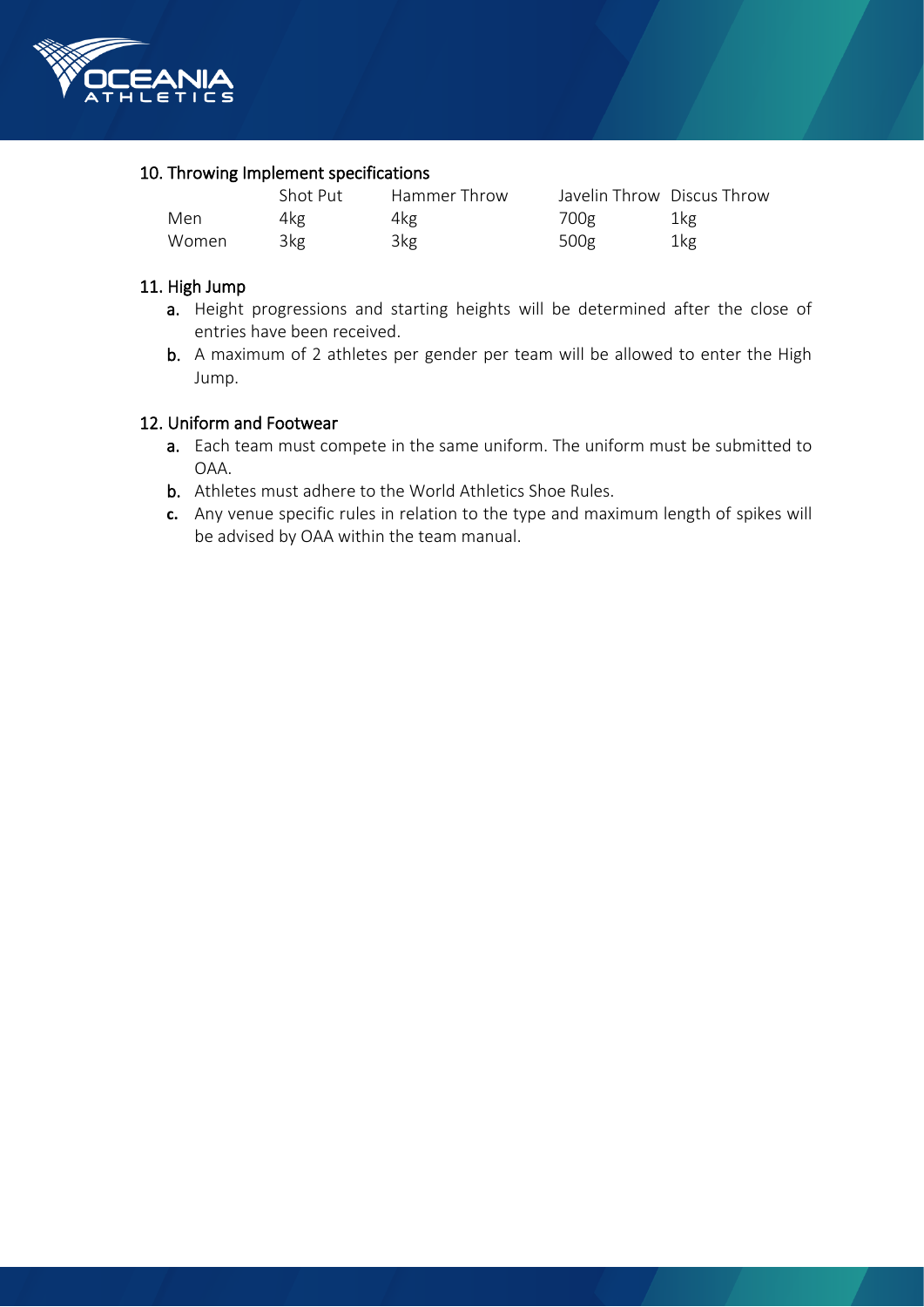## 10. Throwing Implement specifications

| | Shot Put | Hammer Throw | Javelin Throw | Discus Throw |
|---|---|---|---|---|
| Men | 4kg | 4kg | 700g | 1kg |
| Women | 3kg | 3kg | 500g | 1kg |

## 11. High Jump

a. Height progressions and starting heights will be determined after the close of entries have been received.

b. A maximum of 2 athletes per gender per team will be allowed to enter the High Jump.

## 12. Uniform and Footwear

a. Each team must compete in the same uniform. The uniform must be submitted to OAA.

b. Athletes must adhere to the World Athletics Shoe Rules.

c. Any venue specific rules in relation to the type and maximum length of spikes will be advised by OAA within the team manual.